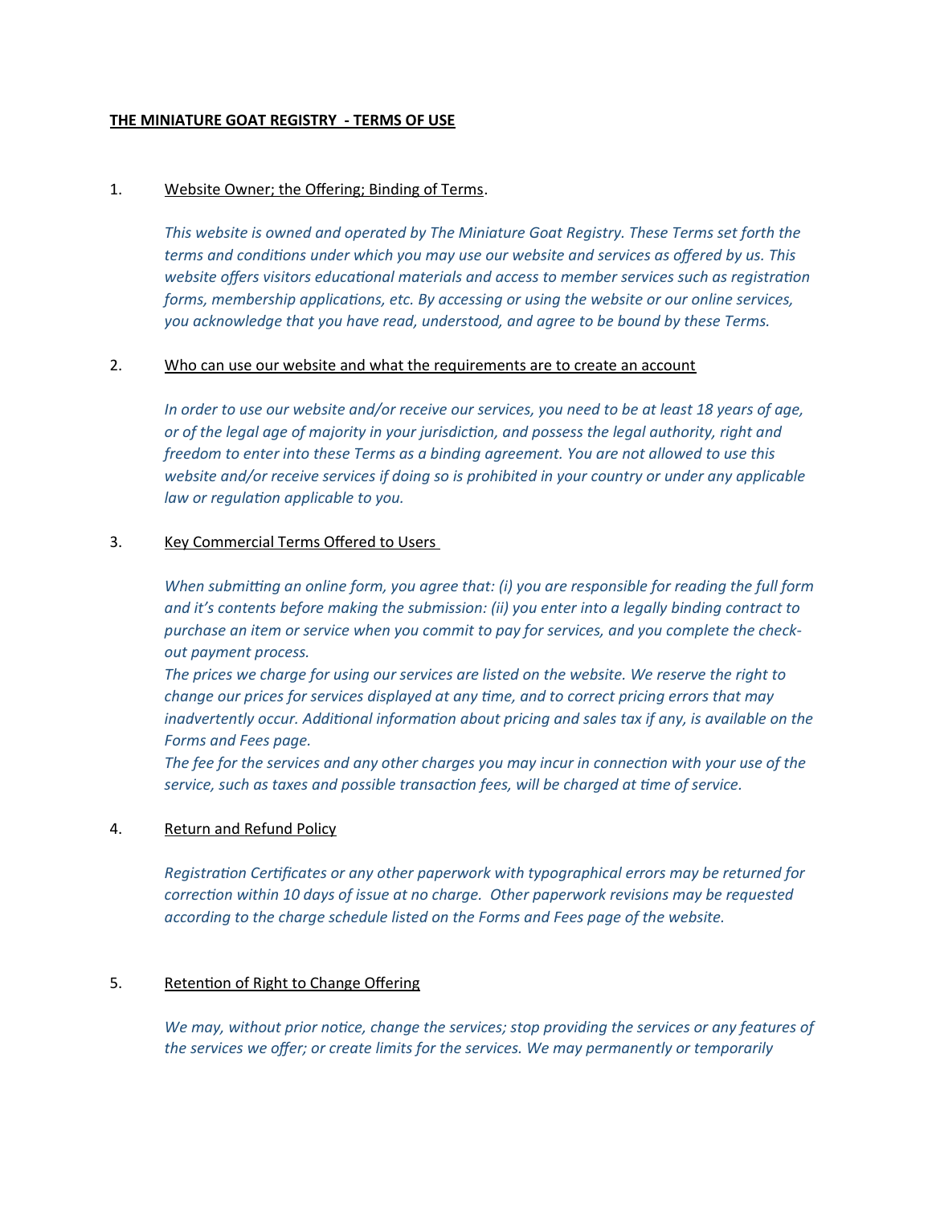**THE MINIATURE GOAT REGISTRY - TERMS OF USE**

1. Website Owner; the Offering; Binding of Terms.

   *This website is owned and operated by The Miniature Goat Registry. These Terms set forth the terms and conditions under which you may use our website and services as offered by us. This website offers visitors educational materials and access to member services such as registration forms, membership applications, etc. By accessing or using the website or our online services, you acknowledge that you have read, understood, and agree to be bound by these Terms.*

2. Who can use our website and what the requirements are to create an account

   *In order to use our website and/or receive our services, you need to be at least 18 years of age, or of the legal age of majority in your jurisdiction, and possess the legal authority, right and freedom to enter into these Terms as a binding agreement. You are not allowed to use this website and/or receive services if doing so is prohibited in your country or under any applicable law or regulation applicable to you.*

3. Key Commercial Terms Offered to Users

   *When submitting an online form, you agree that: (i) you are responsible for reading the full form and it's contents before making the submission: (ii) you enter into a legally binding contract to purchase an item or service when you commit to pay for services, and you complete the check-out payment process.*
   *The prices we charge for using our services are listed on the website. We reserve the right to change our prices for services displayed at any time, and to correct pricing errors that may inadvertently occur. Additional information about pricing and sales tax if any, is available on the Forms and Fees page.*
   *The fee for the services and any other charges you may incur in connection with your use of the service, such as taxes and possible transaction fees, will be charged at time of service.*

4. Return and Refund Policy

   *Registration Certificates or any other paperwork with typographical errors may be returned for correction within 10 days of issue at no charge. Other paperwork revisions may be requested according to the charge schedule listed on the Forms and Fees page of the website.*

5. Retention of Right to Change Offering

   *We may, without prior notice, change the services; stop providing the services or any features of the services we offer; or create limits for the services. We may permanently or temporarily*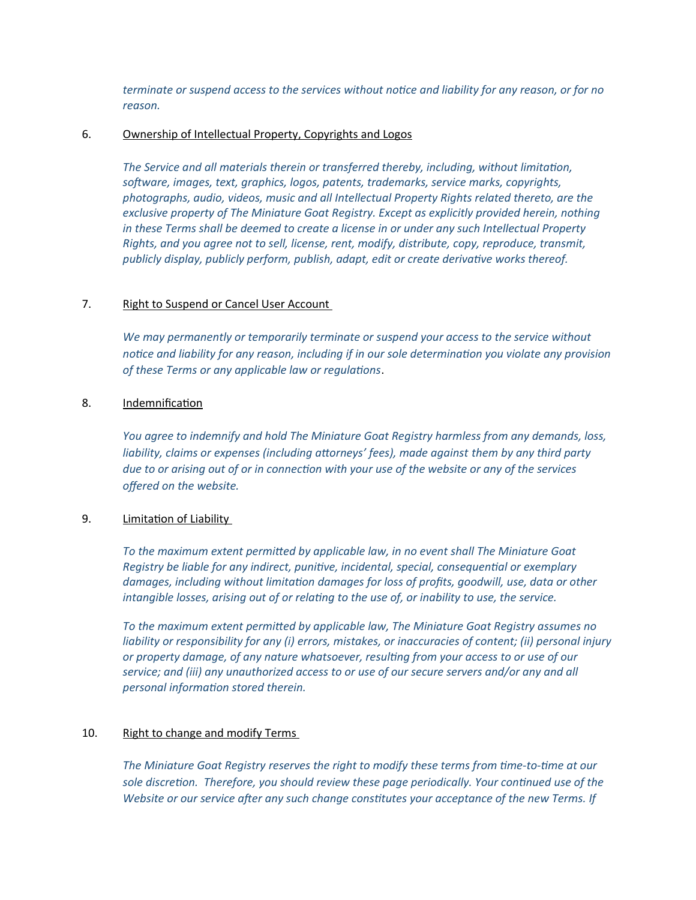*terminate or suspend access to the services without notice and liability for any reason, or for no reason.*

6. <u>Ownership of Intellectual Property, Copyrights and Logos</u>

*The Service and all materials therein or transferred thereby, including, without limitation, software, images, text, graphics, logos, patents, trademarks, service marks, copyrights, photographs, audio, videos, music and all Intellectual Property Rights related thereto, are the exclusive property of The Miniature Goat Registry. Except as explicitly provided herein, nothing in these Terms shall be deemed to create a license in or under any such Intellectual Property Rights, and you agree not to sell, license, rent, modify, distribute, copy, reproduce, transmit, publicly display, publicly perform, publish, adapt, edit or create derivative works thereof.*

7. <u>Right to Suspend or Cancel User Account</u>

*We may permanently or temporarily terminate or suspend your access to the service without notice and liability for any reason, including if in our sole determination you violate any provision of these Terms or any applicable law or regulations*.

8. <u>Indemnification</u>

*You agree to indemnify and hold The Miniature Goat Registry harmless from any demands, loss, liability, claims or expenses (including attorneys' fees), made against them by any third party due to or arising out of or in connection with your use of the website or any of the services offered on the website.*

9. <u>Limitation of Liability</u>

*To the maximum extent permitted by applicable law, in no event shall The Miniature Goat Registry be liable for any indirect, punitive, incidental, special, consequential or exemplary damages, including without limitation damages for loss of profits, goodwill, use, data or other intangible losses, arising out of or relating to the use of, or inability to use, the service.*

*To the maximum extent permitted by applicable law, The Miniature Goat Registry assumes no liability or responsibility for any (i) errors, mistakes, or inaccuracies of content; (ii) personal injury or property damage, of any nature whatsoever, resulting from your access to or use of our service; and (iii) any unauthorized access to or use of our secure servers and/or any and all personal information stored therein.*

10. <u>Right to change and modify Terms</u>

*The Miniature Goat Registry reserves the right to modify these terms from time-to-time at our sole discretion. Therefore, you should review these page periodically. Your continued use of the Website or our service after any such change constitutes your acceptance of the new Terms. If*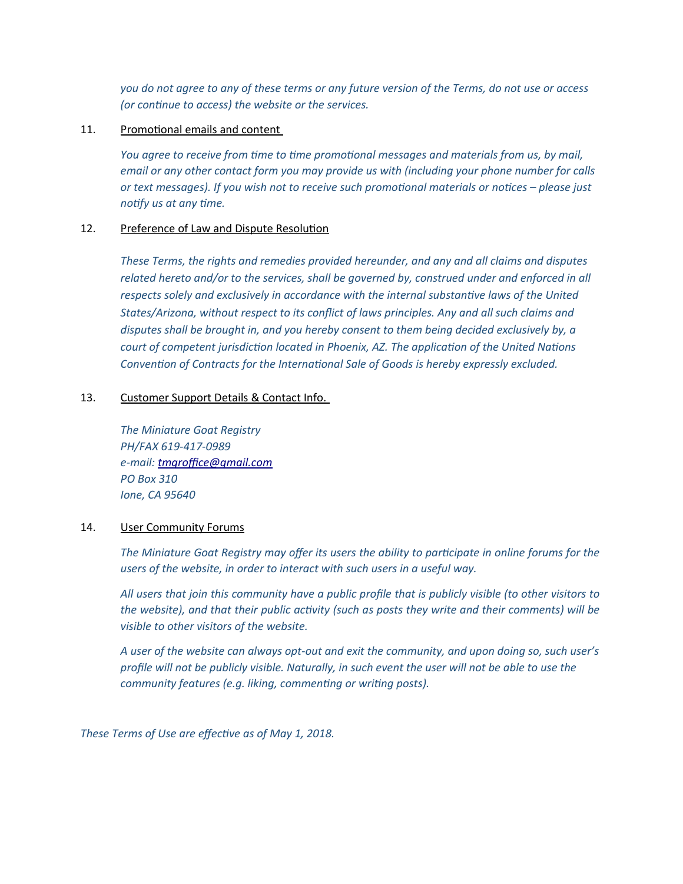*you do not agree to any of these terms or any future version of the Terms, do not use or access (or continue to access) the website or the services.*

11. <u>Promotional emails and content</u>

*You agree to receive from time to time promotional messages and materials from us, by mail, email or any other contact form you may provide us with (including your phone number for calls or text messages). If you wish not to receive such promotional materials or notices – please just notify us at any time.*

12. <u>Preference of Law and Dispute Resolution</u>

*These Terms, the rights and remedies provided hereunder, and any and all claims and disputes related hereto and/or to the services, shall be governed by, construed under and enforced in all respects solely and exclusively in accordance with the internal substantive laws of the United States/Arizona, without respect to its conflict of laws principles. Any and all such claims and disputes shall be brought in, and you hereby consent to them being decided exclusively by, a court of competent jurisdiction located in Phoenix, AZ. The application of the United Nations Convention of Contracts for the International Sale of Goods is hereby expressly excluded.*

13. <u>Customer Support Details & Contact Info.</u>

*The Miniature Goat Registry*
*PH/FAX 619-417-0989*
*e-mail: tmgroffice@gmail.com*
*PO Box 310*
*Ione, CA 95640*

14. <u>User Community Forums</u>

*The Miniature Goat Registry may offer its users the ability to participate in online forums for the users of the website, in order to interact with such users in a useful way.*

*All users that join this community have a public profile that is publicly visible (to other visitors to the website), and that their public activity (such as posts they write and their comments) will be visible to other visitors of the website.*

*A user of the website can always opt-out and exit the community, and upon doing so, such user's profile will not be publicly visible. Naturally, in such event the user will not be able to use the community features (e.g. liking, commenting or writing posts).*

*These Terms of Use are effective as of May 1, 2018.*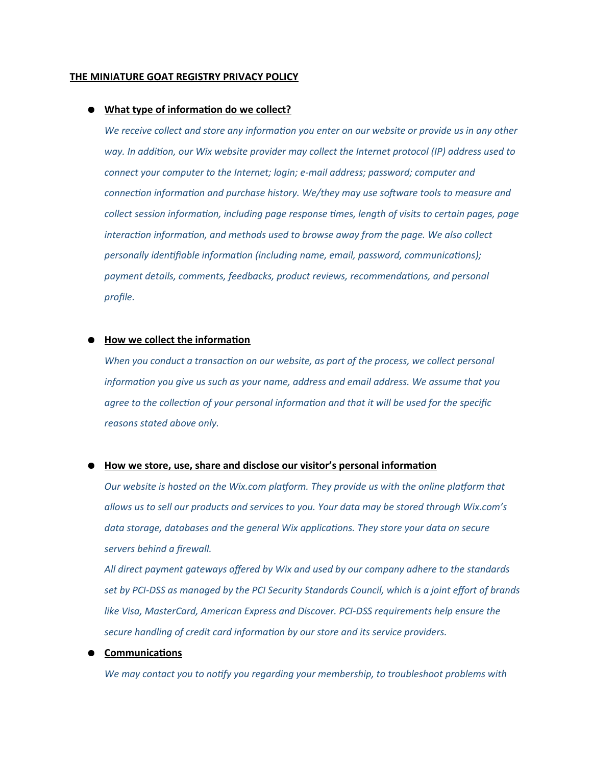**THE MINIATURE GOAT REGISTRY PRIVACY POLICY**

- **What type of information do we collect?**

  *We receive collect and store any information you enter on our website or provide us in any other way. In addition, our Wix website provider may collect the Internet protocol (IP) address used to connect your computer to the Internet; login; e-mail address; password; computer and connection information and purchase history. We/they may use software tools to measure and collect session information, including page response times, length of visits to certain pages, page interaction information, and methods used to browse away from the page. We also collect personally identifiable information (including name, email, password, communications); payment details, comments, feedbacks, product reviews, recommendations, and personal profile.*

- **How we collect the information**

  *When you conduct a transaction on our website, as part of the process, we collect personal information you give us such as your name, address and email address. We assume that you agree to the collection of your personal information and that it will be used for the specific reasons stated above only.*

- **How we store, use, share and disclose our visitor's personal information**

  *Our website is hosted on the Wix.com platform. They provide us with the online platform that allows us to sell our products and services to you. Your data may be stored through Wix.com's data storage, databases and the general Wix applications. They store your data on secure servers behind a firewall.*

  *All direct payment gateways offered by Wix and used by our company adhere to the standards set by PCI-DSS as managed by the PCI Security Standards Council, which is a joint effort of brands like Visa, MasterCard, American Express and Discover. PCI-DSS requirements help ensure the secure handling of credit card information by our store and its service providers.*

- **Communications**

  *We may contact you to notify you regarding your membership, to troubleshoot problems with*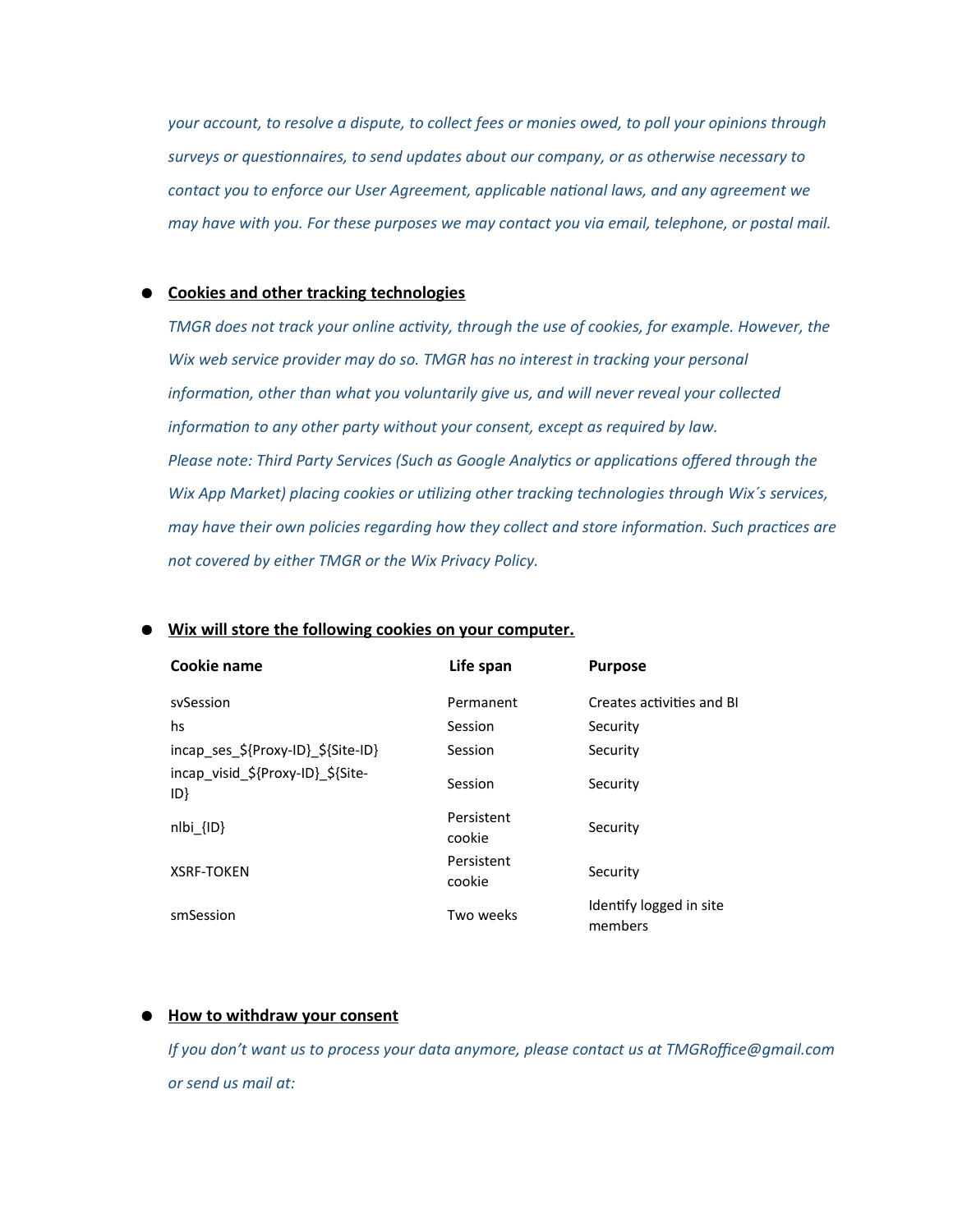*your account, to resolve a dispute, to collect fees or monies owed, to poll your opinions through surveys or questionnaires, to send updates about our company, or as otherwise necessary to contact you to enforce our User Agreement, applicable national laws, and any agreement we may have with you. For these purposes we may contact you via email, telephone, or postal mail.*

- **Cookies and other tracking technologies**

  *TMGR does not track your online activity, through the use of cookies, for example. However, the Wix web service provider may do so. TMGR has no interest in tracking your personal information, other than what you voluntarily give us, and will never reveal your collected information to any other party without your consent, except as required by law.*

  *Please note: Third Party Services (Such as Google Analytics or applications offered through the Wix App Market) placing cookies or utilizing other tracking technologies through Wix´s services, may have their own policies regarding how they collect and store information. Such practices are not covered by either TMGR or the Wix Privacy Policy.*

- **Wix will store the following cookies on your computer.**

| Cookie name | Life span | Purpose |
|---|---|---|
| svSession | Permanent | Creates activities and BI |
| hs | Session | Security |
| incap_ses_${Proxy-ID}_${Site-ID} | Session | Security |
| incap_visid_${Proxy-ID}_${Site-ID} | Session | Security |
| nlbi_{ID} | Persistent cookie | Security |
| XSRF-TOKEN | Persistent cookie | Security |
| smSession | Two weeks | Identify logged in site members |

- **How to withdraw your consent**

  *If you don't want us to process your data anymore, please contact us at TMGRoffice@gmail.com or send us mail at:*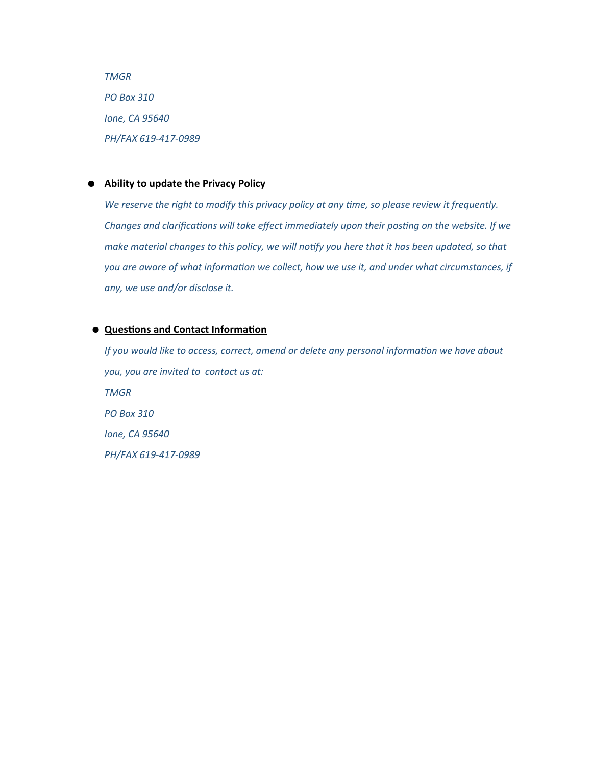*TMGR*

*PO Box 310*

*Ione, CA 95640*

*PH/FAX 619-417-0989*

- **Ability to update the Privacy Policy**

  *We reserve the right to modify this privacy policy at any time, so please review it frequently. Changes and clarifications will take effect immediately upon their posting on the website. If we make material changes to this policy, we will notify you here that it has been updated, so that you are aware of what information we collect, how we use it, and under what circumstances, if any, we use and/or disclose it.*

- **Questions and Contact Information**

  *If you would like to access, correct, amend or delete any personal information we have about you, you are invited to contact us at:*

  *TMGR*

  *PO Box 310*

  *Ione, CA 95640*

  *PH/FAX 619-417-0989*